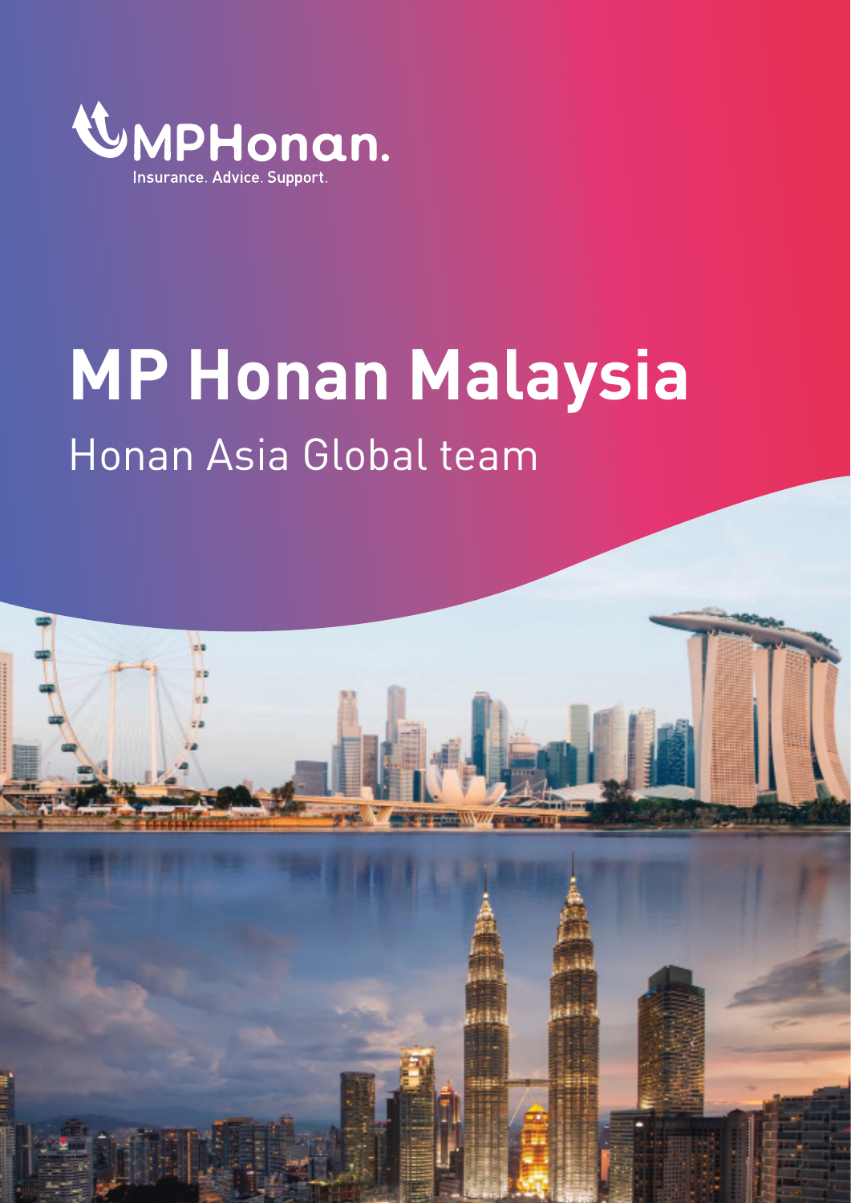MPHonan.
Insurance. Advice. Support.

# MP Honan Malaysia

## Honan Asia Global team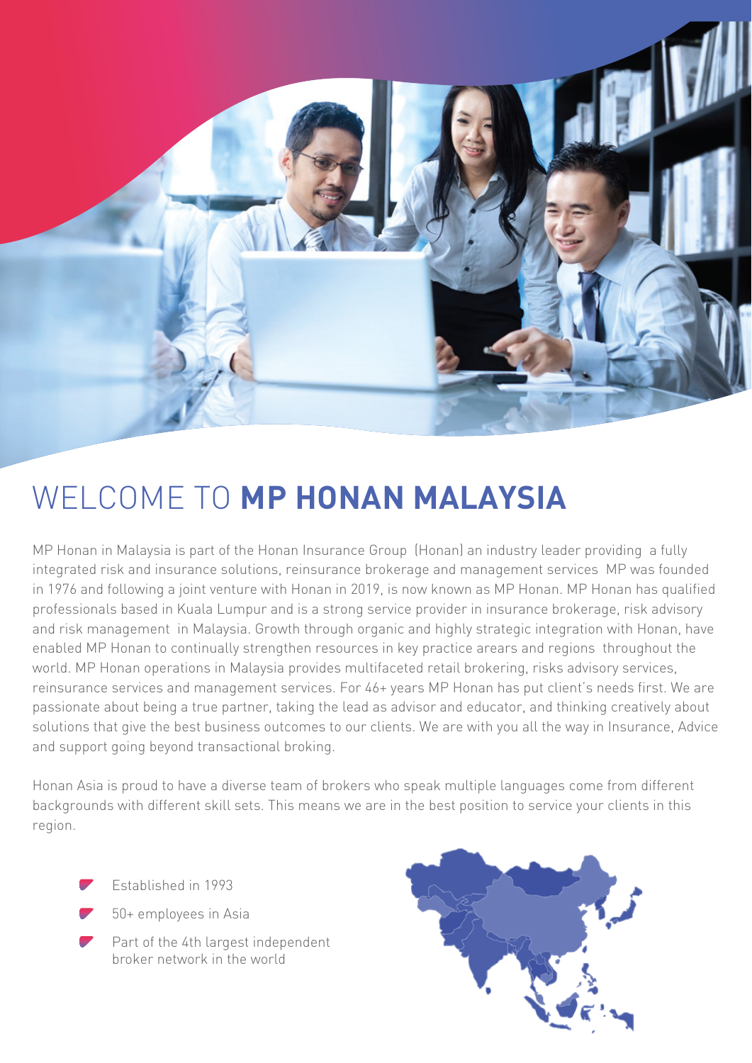# WELCOME TO **MP HONAN MALAYSIA**

MP Honan in Malaysia is part of the Honan Insurance Group (Honan) an industry leader providing a fully integrated risk and insurance solutions, reinsurance brokerage and management services MP was founded in 1976 and following a joint venture with Honan in 2019, is now known as MP Honan. MP Honan has qualified professionals based in Kuala Lumpur and is a strong service provider in insurance brokerage, risk advisory and risk management in Malaysia. Growth through organic and highly strategic integration with Honan, have enabled MP Honan to continually strengthen resources in key practice arears and regions throughout the world. MP Honan operations in Malaysia provides multifaceted retail brokering, risks advisory services, reinsurance services and management services. For 46+ years MP Honan has put client's needs first. We are passionate about being a true partner, taking the lead as advisor and educator, and thinking creatively about solutions that give the best business outcomes to our clients. We are with you all the way in Insurance, Advice and support going beyond transactional broking.

Honan Asia is proud to have a diverse team of brokers who speak multiple languages come from different backgrounds with different skill sets. This means we are in the best position to service your clients in this region.

- Established in 1993
- 50+ employees in Asia
- Part of the 4th largest independent broker network in the world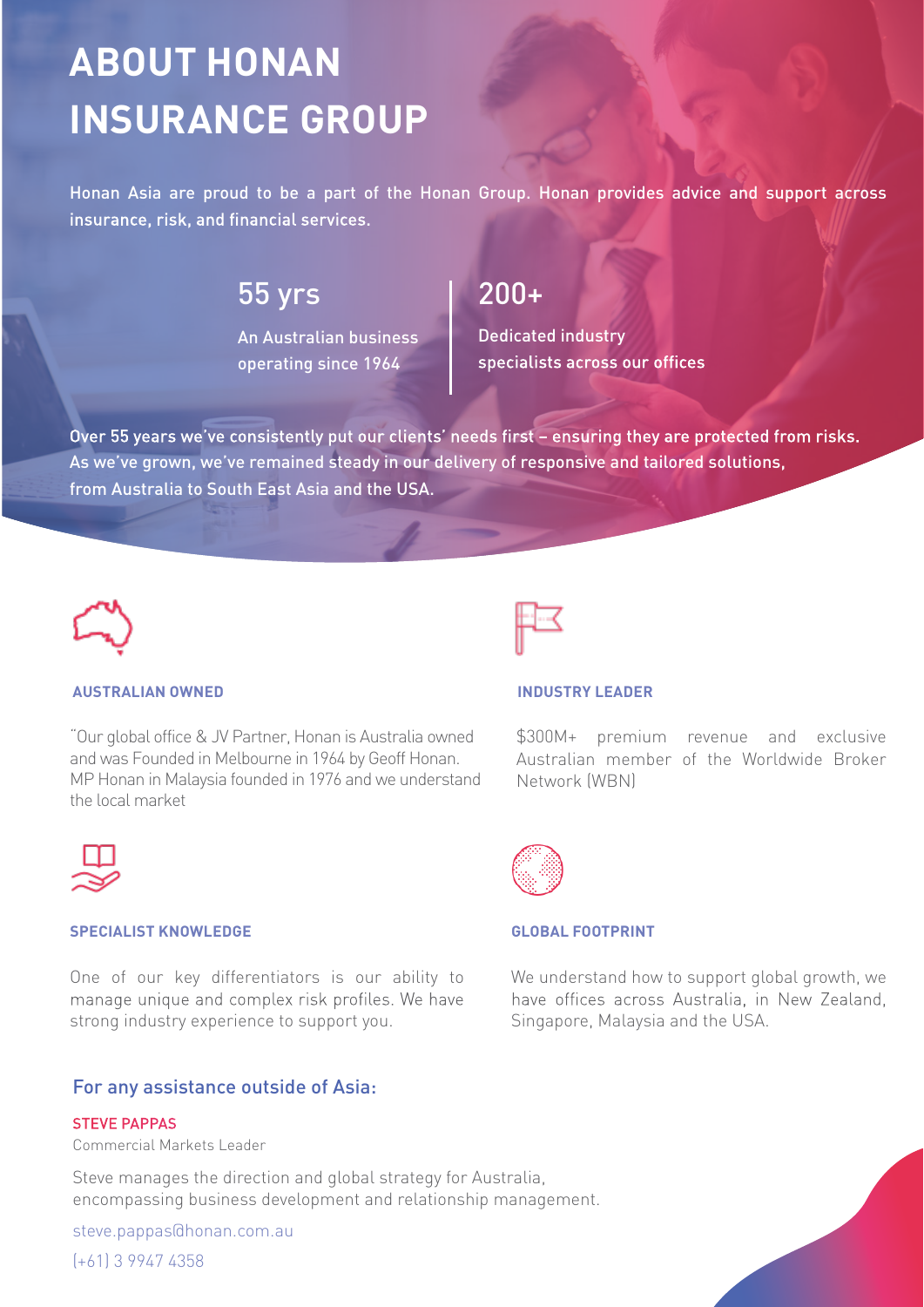# ABOUT HONAN INSURANCE GROUP

Honan Asia are proud to be a part of the Honan Group. Honan provides advice and support across insurance, risk, and financial services.

**55 yrs**

An Australian business operating since 1964

**200+**

Dedicated industry specialists across our offices

Over 55 years we've consistently put our clients' needs first – ensuring they are protected from risks. As we've grown, we've remained steady in our delivery of responsive and tailored solutions, from Australia to South East Asia and the USA.

### AUSTRALIAN OWNED

"Our global office & JV Partner, Honan is Australia owned and was Founded in Melbourne in 1964 by Geoff Honan. MP Honan in Malaysia founded in 1976 and we understand the local market

### INDUSTRY LEADER

$300M+ premium revenue and exclusive Australian member of the Worldwide Broker Network (WBN)

### SPECIALIST KNOWLEDGE

One of our key differentiators is our ability to manage unique and complex risk profiles. We have strong industry experience to support you.

### GLOBAL FOOTPRINT

We understand how to support global growth, we have offices across Australia, in New Zealand, Singapore, Malaysia and the USA.

## For any assistance outside of Asia:

**STEVE PAPPAS**

Commercial Markets Leader

Steve manages the direction and global strategy for Australia, encompassing business development and relationship management.

steve.pappas@honan.com.au

(+61) 3 9947 4358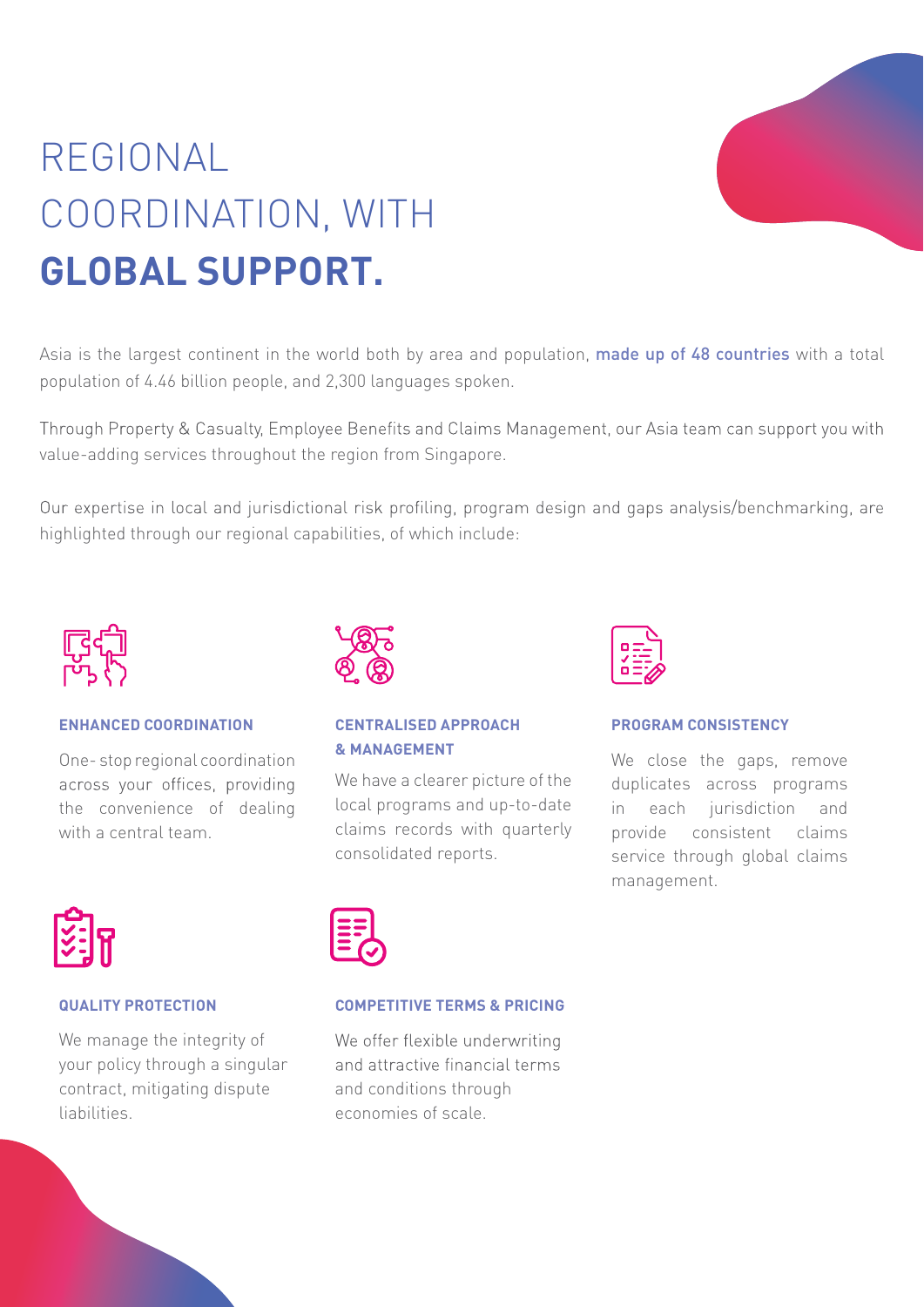# REGIONAL COORDINATION, WITH **GLOBAL SUPPORT.**

Asia is the largest continent in the world both by area and population, made up of 48 countries with a total population of 4.46 billion people, and 2,300 languages spoken.

Through Property & Casualty, Employee Benefits and Claims Management, our Asia team can support you with value-adding services throughout the region from Singapore.

Our expertise in local and jurisdictional risk profiling, program design and gaps analysis/benchmarking, are highlighted through our regional capabilities, of which include:

### ENHANCED COORDINATION

One- stop regional coordination across your offices, providing the convenience of dealing with a central team.

### CENTRALISED APPROACH & MANAGEMENT

We have a clearer picture of the local programs and up-to-date claims records with quarterly consolidated reports.

### PROGRAM CONSISTENCY

We close the gaps, remove duplicates across programs in each jurisdiction and provide consistent claims service through global claims management.

### QUALITY PROTECTION

We manage the integrity of your policy through a singular contract, mitigating dispute liabilities.

### COMPETITIVE TERMS & PRICING

We offer flexible underwriting and attractive financial terms and conditions through economies of scale.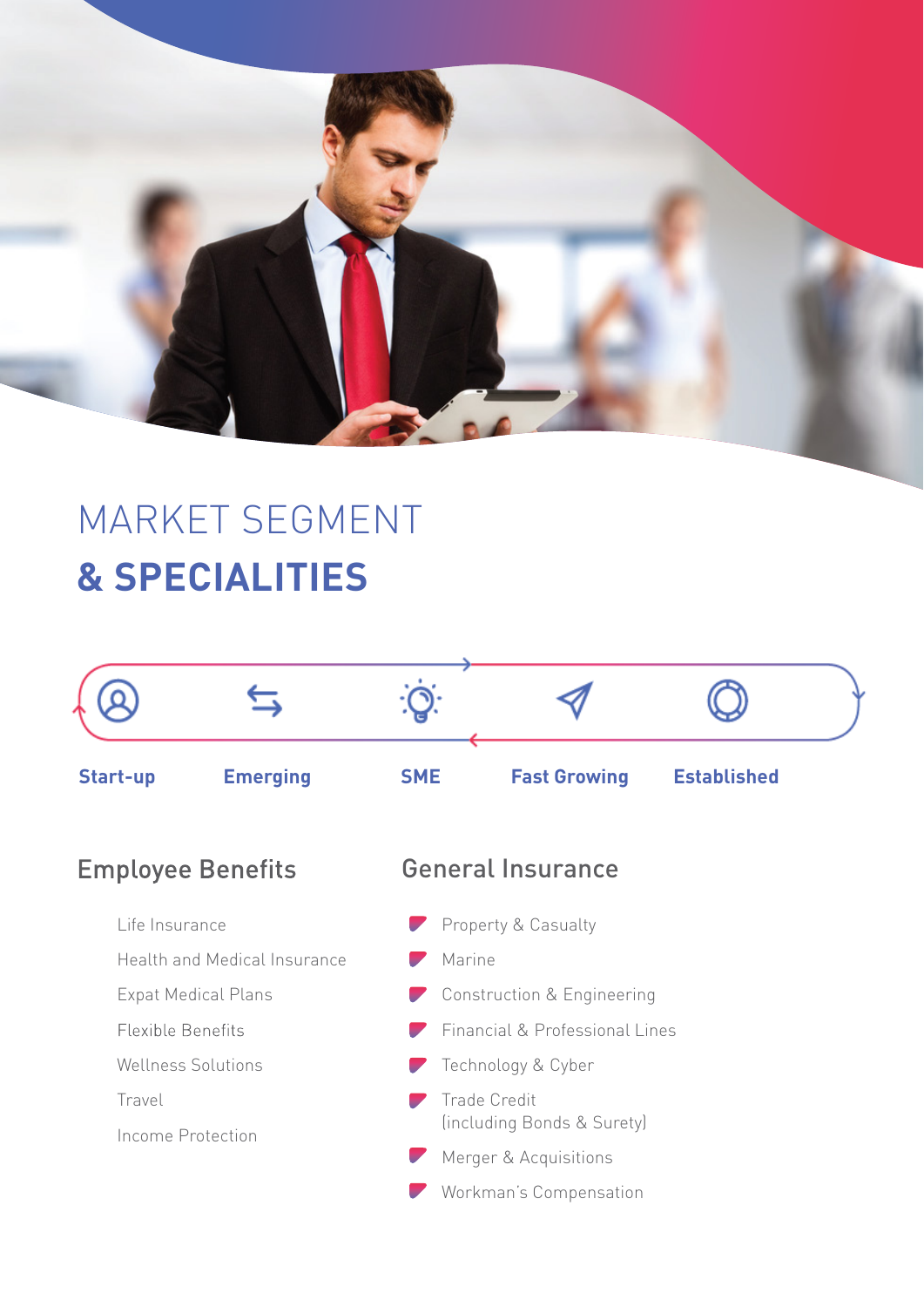# MARKET SEGMENT
# & SPECIALITIES

**Start-up** | **Emerging** | **SME** | **Fast Growing** | **Established**

## Employee Benefits

- Life Insurance
- Health and Medical Insurance
- Expat Medical Plans
- Flexible Benefits
- Wellness Solutions
- Travel
- Income Protection

## General Insurance

- Property & Casualty
- Marine
- Construction & Engineering
- Financial & Professional Lines
- Technology & Cyber
- Trade Credit (including Bonds & Surety)
- Merger & Acquisitions
- Workman's Compensation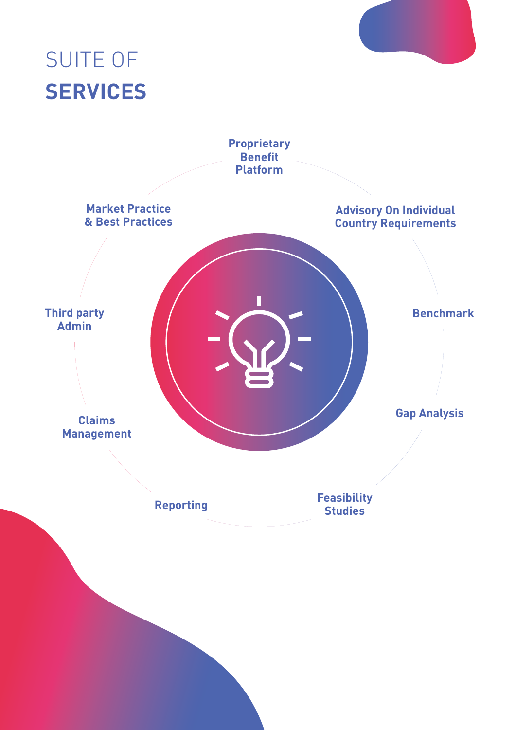# SUITE OF **SERVICES**

- Proprietary Benefit Platform
- Advisory On Individual Country Requirements
- Benchmark
- Gap Analysis
- Feasibility Studies
- Reporting
- Claims Management
- Third party Admin
- Market Practice & Best Practices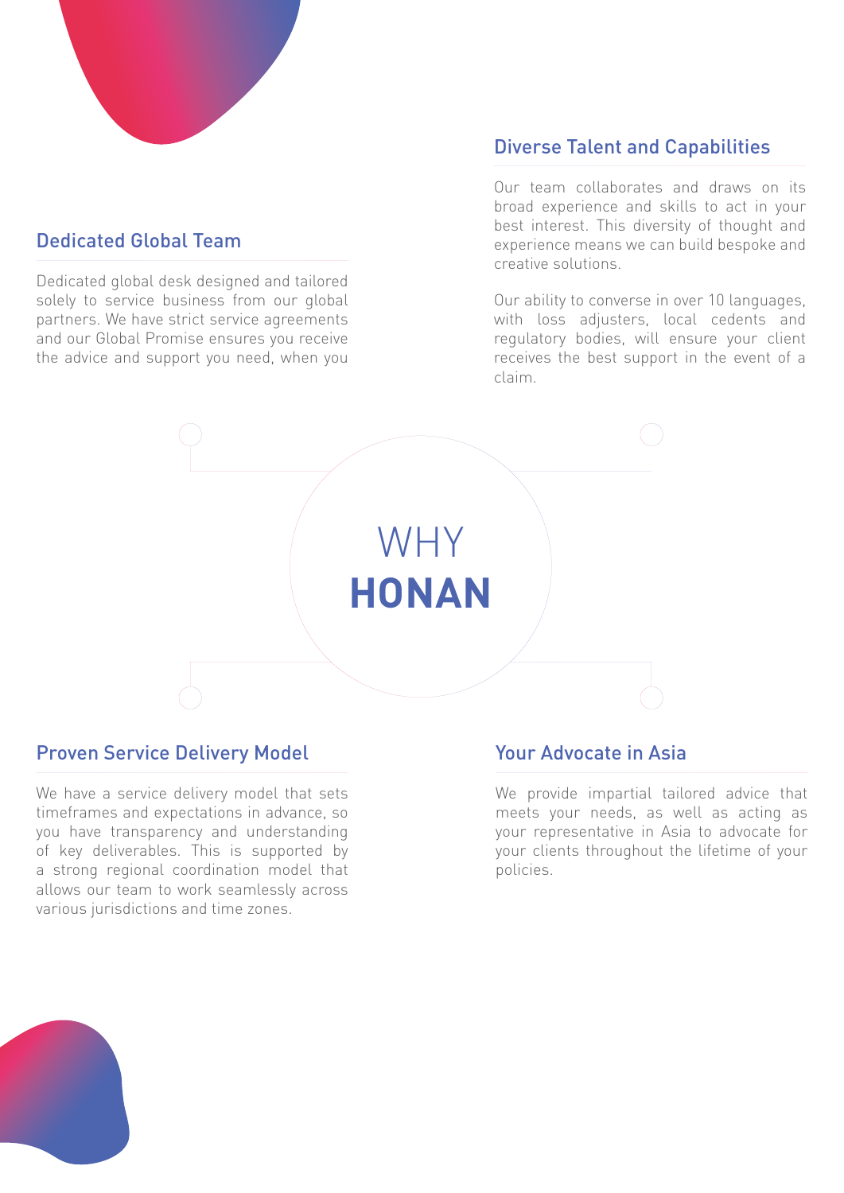# WHY **HONAN**

## Dedicated Global Team

Dedicated global desk designed and tailored solely to service business from our global partners. We have strict service agreements and our Global Promise ensures you receive the advice and support you need, when you

## Diverse Talent and Capabilities

Our team collaborates and draws on its broad experience and skills to act in your best interest. This diversity of thought and experience means we can build bespoke and creative solutions.

Our ability to converse in over 10 languages, with loss adjusters, local cedents and regulatory bodies, will ensure your client receives the best support in the event of a claim.

## Proven Service Delivery Model

We have a service delivery model that sets timeframes and expectations in advance, so you have transparency and understanding of key deliverables. This is supported by a strong regional coordination model that allows our team to work seamlessly across various jurisdictions and time zones.

## Your Advocate in Asia

We provide impartial tailored advice that meets your needs, as well as acting as your representative in Asia to advocate for your clients throughout the lifetime of your policies.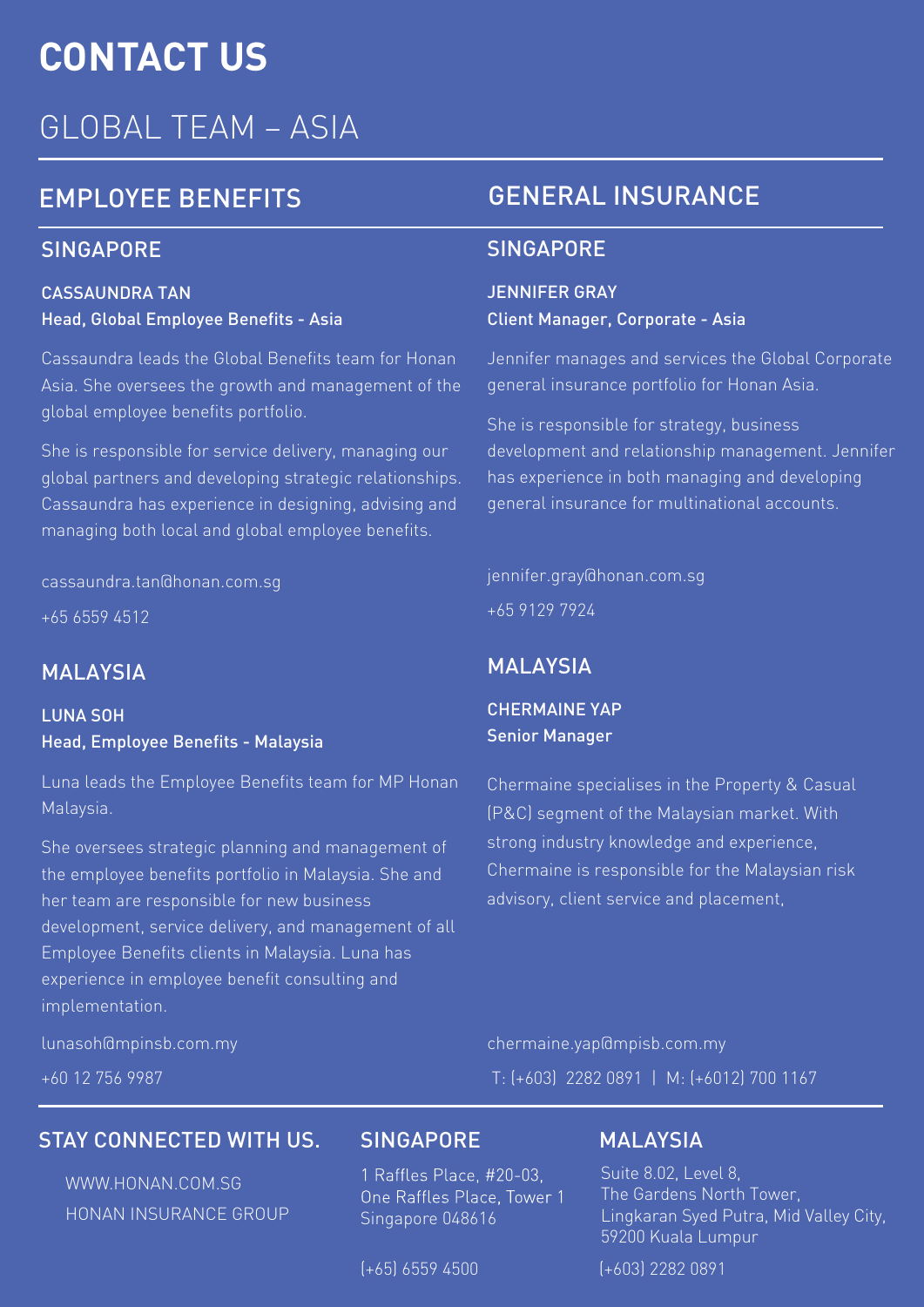# CONTACT US

## GLOBAL TEAM – ASIA

## EMPLOYEE BENEFITS

### SINGAPORE

**CASSAUNDRA TAN**
**Head, Global Employee Benefits - Asia**

Cassaundra leads the Global Benefits team for Honan Asia. She oversees the growth and management of the global employee benefits portfolio.

She is responsible for service delivery, managing our global partners and developing strategic relationships. Cassaundra has experience in designing, advising and managing both local and global employee benefits.

cassaundra.tan@honan.com.sg

+65 6559 4512

### MALAYSIA

**LUNA SOH**
**Head, Employee Benefits - Malaysia**

Luna leads the Employee Benefits team for MP Honan Malaysia.

She oversees strategic planning and management of the employee benefits portfolio in Malaysia. She and her team are responsible for new business development, service delivery, and management of all Employee Benefits clients in Malaysia. Luna has experience in employee benefit consulting and implementation.

lunasoh@mpinsb.com.my

+60 12 756 9987

## GENERAL INSURANCE

### SINGAPORE

**JENNIFER GRAY**
**Client Manager, Corporate - Asia**

Jennifer manages and services the Global Corporate general insurance portfolio for Honan Asia.

She is responsible for strategy, business development and relationship management. Jennifer has experience in both managing and developing general insurance for multinational accounts.

jennifer.gray@honan.com.sg

+65 9129 7924

### MALAYSIA

**CHERMAINE YAP**
**Senior Manager**

Chermaine specialises in the Property & Casual (P&C) segment of the Malaysian market. With strong industry knowledge and experience, Chermaine is responsible for the Malaysian risk advisory, client service and placement,

chermaine.yap@mpisb.com.my

T: (+603) 2282 0891 | M: (+6012) 700 1167

## STAY CONNECTED WITH US.

WWW.HONAN.COM.SG
HONAN INSURANCE GROUP

### SINGAPORE

1 Raffles Place, #20-03,
One Raffles Place, Tower 1
Singapore 048616

(+65) 6559 4500

### MALAYSIA

Suite 8.02, Level 8,
The Gardens North Tower,
Lingkaran Syed Putra, Mid Valley City,
59200 Kuala Lumpur

(+603) 2282 0891